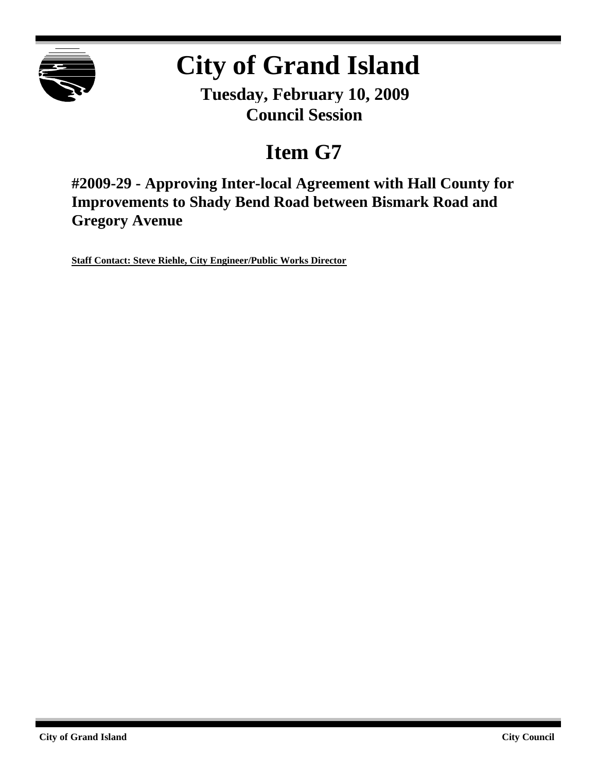# City of Grand Island

**Tuesday, February 10, 2009**
**Council Session**

## Item G7

### #2009-29 - Approving Inter-local Agreement with Hall County for Improvements to Shady Bend Road between Bismark Road and Gregory Avenue

**Staff Contact: Steve Riehle, City Engineer/Public Works Director**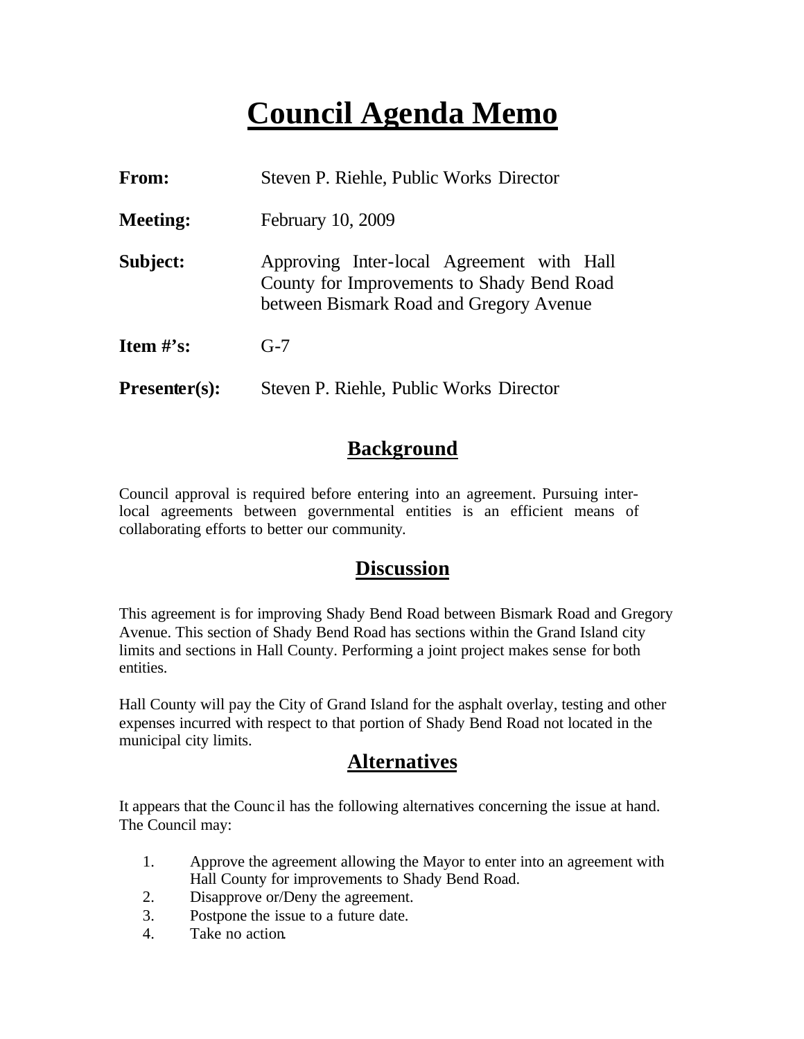# Council Agenda Memo

**From:** Steven P. Riehle, Public Works Director

**Meeting:** February 10, 2009

**Subject:** Approving Inter-local Agreement with Hall County for Improvements to Shady Bend Road between Bismark Road and Gregory Avenue

**Item #'s:** G-7

**Presenter(s):** Steven P. Riehle, Public Works Director

## Background

Council approval is required before entering into an agreement. Pursuing inter-local agreements between governmental entities is an efficient means of collaborating efforts to better our community.

## Discussion

This agreement is for improving Shady Bend Road between Bismark Road and Gregory Avenue. This section of Shady Bend Road has sections within the Grand Island city limits and sections in Hall County. Performing a joint project makes sense for both entities.

Hall County will pay the City of Grand Island for the asphalt overlay, testing and other expenses incurred with respect to that portion of Shady Bend Road not located in the municipal city limits.

## Alternatives

It appears that the Council has the following alternatives concerning the issue at hand. The Council may:

1. Approve the agreement allowing the Mayor to enter into an agreement with Hall County for improvements to Shady Bend Road.
2. Disapprove or/Deny the agreement.
3. Postpone the issue to a future date.
4. Take no action.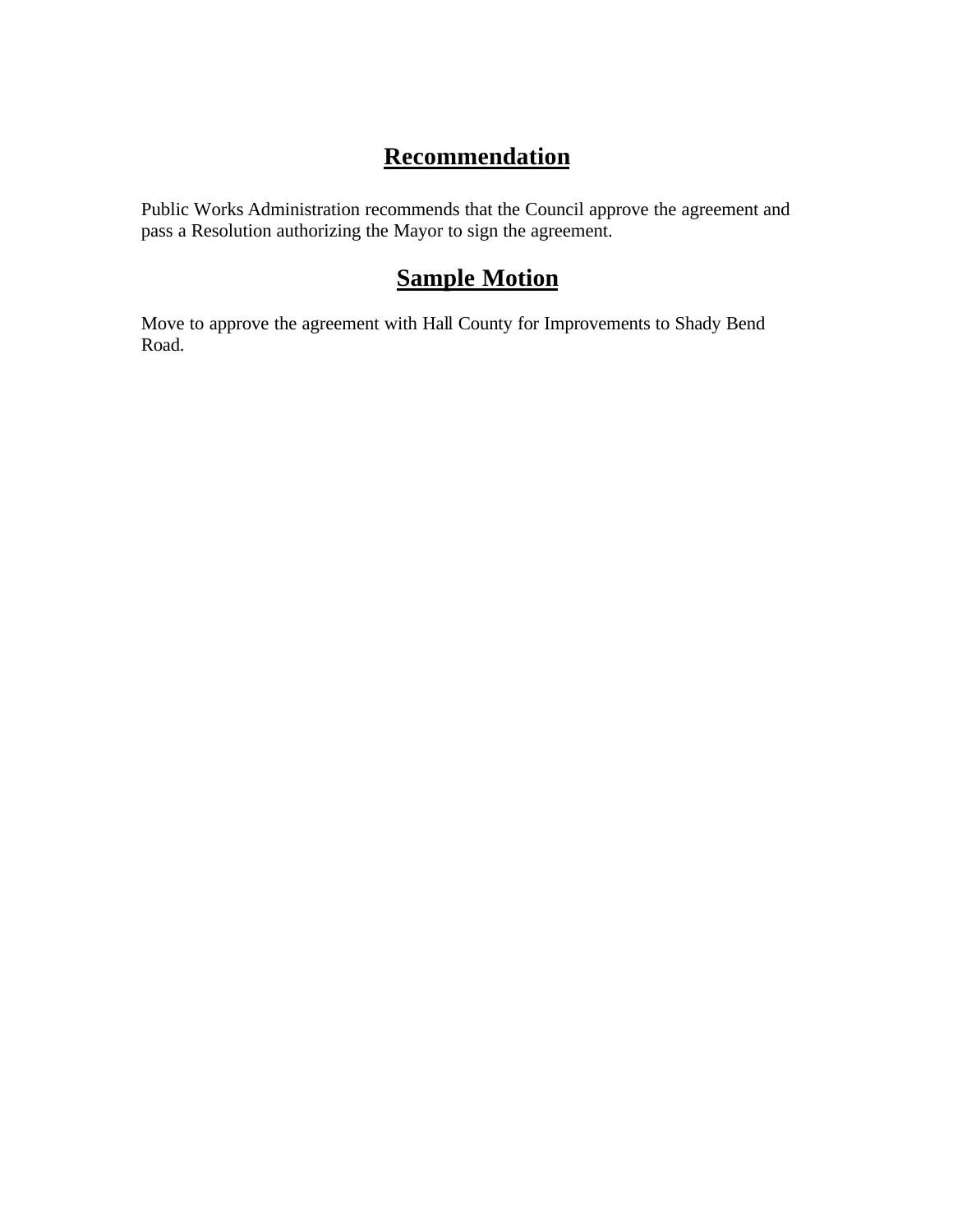## **Recommendation**

Public Works Administration recommends that the Council approve the agreement and pass a Resolution authorizing the Mayor to sign the agreement.

## **Sample Motion**

Move to approve the agreement with Hall County for Improvements to Shady Bend Road.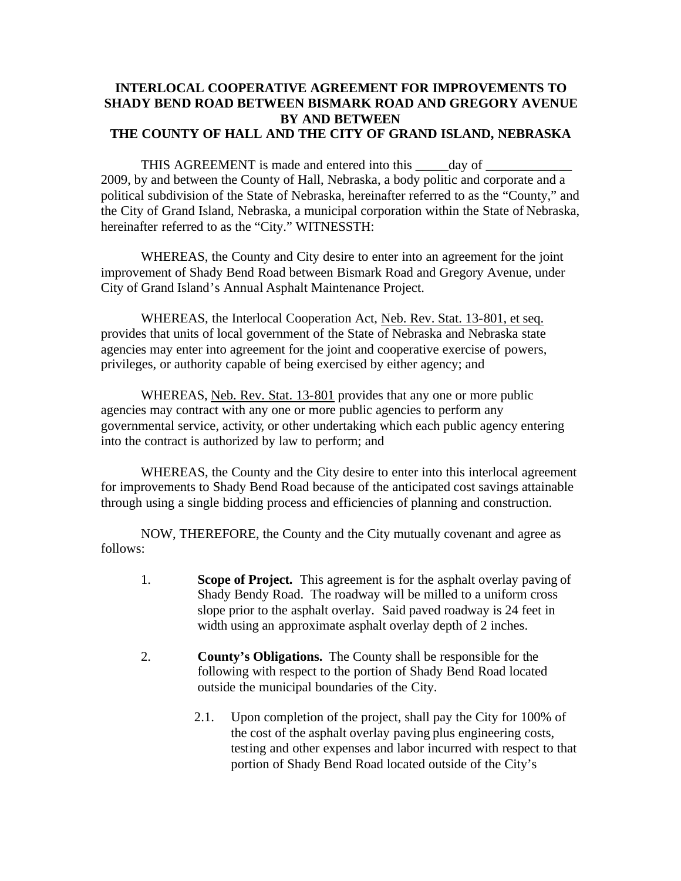# INTERLOCAL COOPERATIVE AGREEMENT FOR IMPROVEMENTS TO SHADY BEND ROAD BETWEEN BISMARK ROAD AND GREGORY AVENUE BY AND BETWEEN THE COUNTY OF HALL AND THE CITY OF GRAND ISLAND, NEBRASKA

THIS AGREEMENT is made and entered into this _____day of _____________ 2009, by and between the County of Hall, Nebraska, a body politic and corporate and a political subdivision of the State of Nebraska, hereinafter referred to as the "County," and the City of Grand Island, Nebraska, a municipal corporation within the State of Nebraska, hereinafter referred to as the "City." WITNESSTH:

WHEREAS, the County and City desire to enter into an agreement for the joint improvement of Shady Bend Road between Bismark Road and Gregory Avenue, under City of Grand Island's Annual Asphalt Maintenance Project.

WHEREAS, the Interlocal Cooperation Act, Neb. Rev. Stat. 13-801, et seq. provides that units of local government of the State of Nebraska and Nebraska state agencies may enter into agreement for the joint and cooperative exercise of powers, privileges, or authority capable of being exercised by either agency; and

WHEREAS, Neb. Rev. Stat. 13-801 provides that any one or more public agencies may contract with any one or more public agencies to perform any governmental service, activity, or other undertaking which each public agency entering into the contract is authorized by law to perform; and

WHEREAS, the County and the City desire to enter into this interlocal agreement for improvements to Shady Bend Road because of the anticipated cost savings attainable through using a single bidding process and efficiencies of planning and construction.

NOW, THEREFORE, the County and the City mutually covenant and agree as follows:

1. **Scope of Project.** This agreement is for the asphalt overlay paving of Shady Bendy Road. The roadway will be milled to a uniform cross slope prior to the asphalt overlay. Said paved roadway is 24 feet in width using an approximate asphalt overlay depth of 2 inches.

2. **County's Obligations.** The County shall be responsible for the following with respect to the portion of Shady Bend Road located outside the municipal boundaries of the City.

   2.1. Upon completion of the project, shall pay the City for 100% of the cost of the asphalt overlay paving plus engineering costs, testing and other expenses and labor incurred with respect to that portion of Shady Bend Road located outside of the City's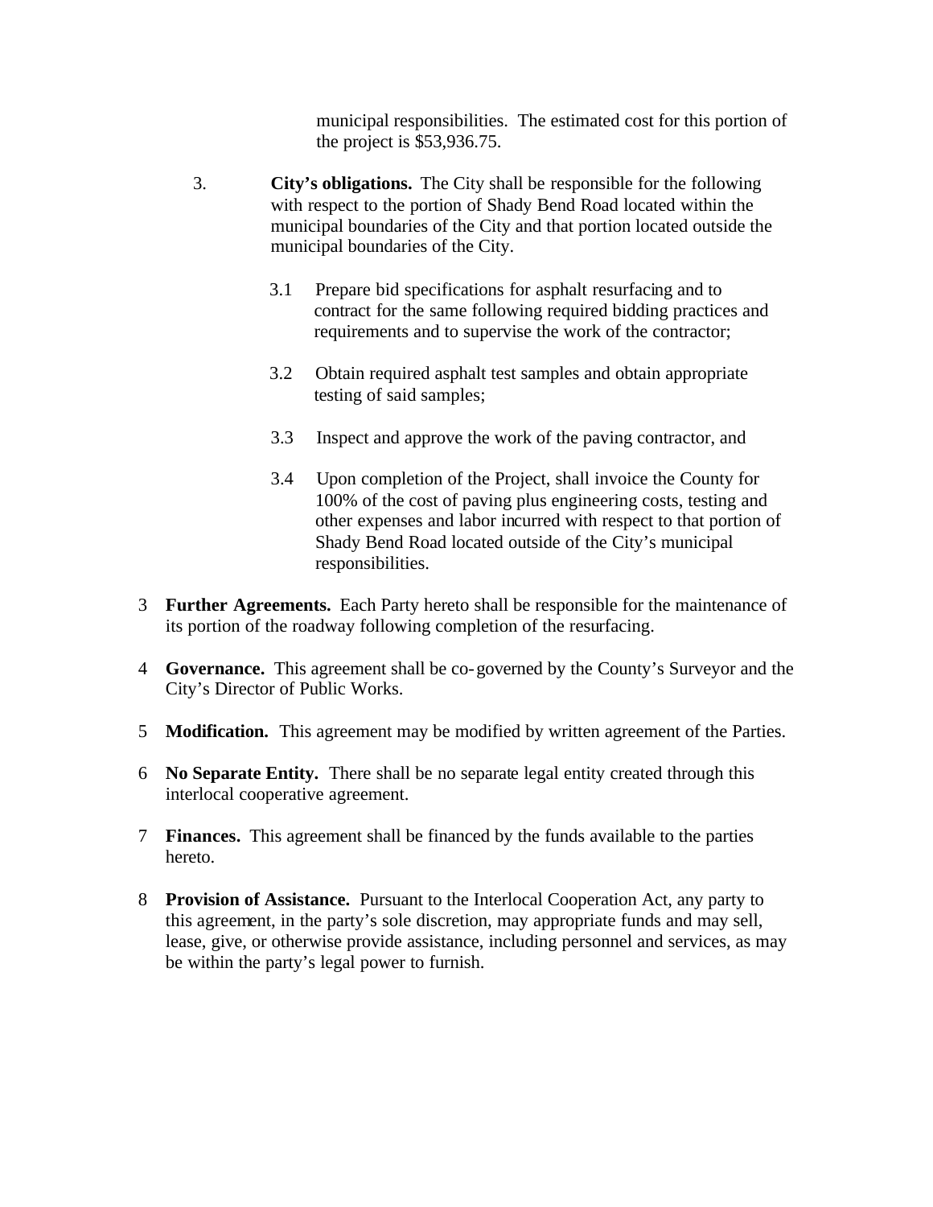municipal responsibilities. The estimated cost for this portion of the project is $53,936.75.

3. **City's obligations.** The City shall be responsible for the following with respect to the portion of Shady Bend Road located within the municipal boundaries of the City and that portion located outside the municipal boundaries of the City.

   3.1 Prepare bid specifications for asphalt resurfacing and to contract for the same following required bidding practices and requirements and to supervise the work of the contractor;

   3.2 Obtain required asphalt test samples and obtain appropriate testing of said samples;

   3.3 Inspect and approve the work of the paving contractor, and

   3.4 Upon completion of the Project, shall invoice the County for 100% of the cost of paving plus engineering costs, testing and other expenses and labor incurred with respect to that portion of Shady Bend Road located outside of the City's municipal responsibilities.

3 **Further Agreements.** Each Party hereto shall be responsible for the maintenance of its portion of the roadway following completion of the resurfacing.

4 **Governance.** This agreement shall be co-governed by the County's Surveyor and the City's Director of Public Works.

5 **Modification.** This agreement may be modified by written agreement of the Parties.

6 **No Separate Entity.** There shall be no separate legal entity created through this interlocal cooperative agreement.

7 **Finances.** This agreement shall be financed by the funds available to the parties hereto.

8 **Provision of Assistance.** Pursuant to the Interlocal Cooperation Act, any party to this agreement, in the party's sole discretion, may appropriate funds and may sell, lease, give, or otherwise provide assistance, including personnel and services, as may be within the party's legal power to furnish.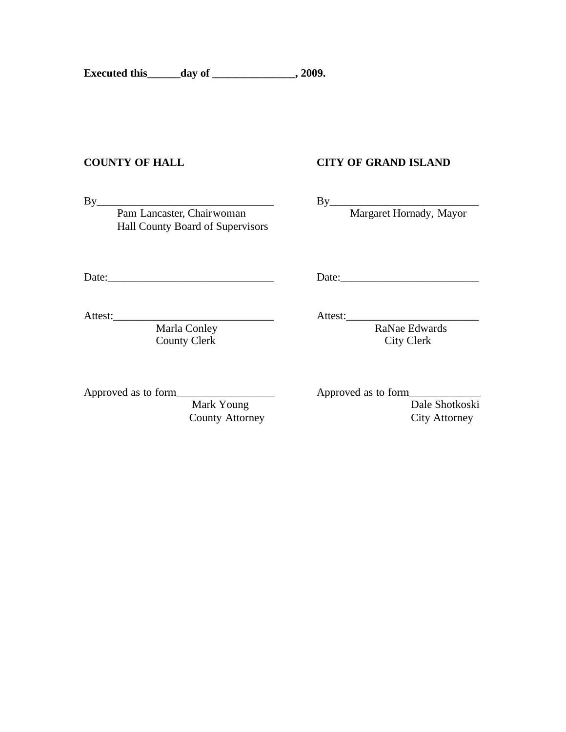**Executed this______day of _______________, 2009.**

| **COUNTY OF HALL** | **CITY OF GRAND ISLAND** |
|---|---|
| By________________________________<br>Pam Lancaster, Chairwoman<br>Hall County Board of Supervisors | By___________________________<br>Margaret Hornady, Mayor |
| Date:______________________________ | Date:_________________________ |
| Attest:_____________________________<br>Marla Conley<br>County Clerk | Attest:________________________<br>RaNae Edwards<br>City Clerk |
| Approved as to form__________________<br>Mark Young<br>County Attorney | Approved as to form_____________<br>Dale Shotkoski<br>City Attorney |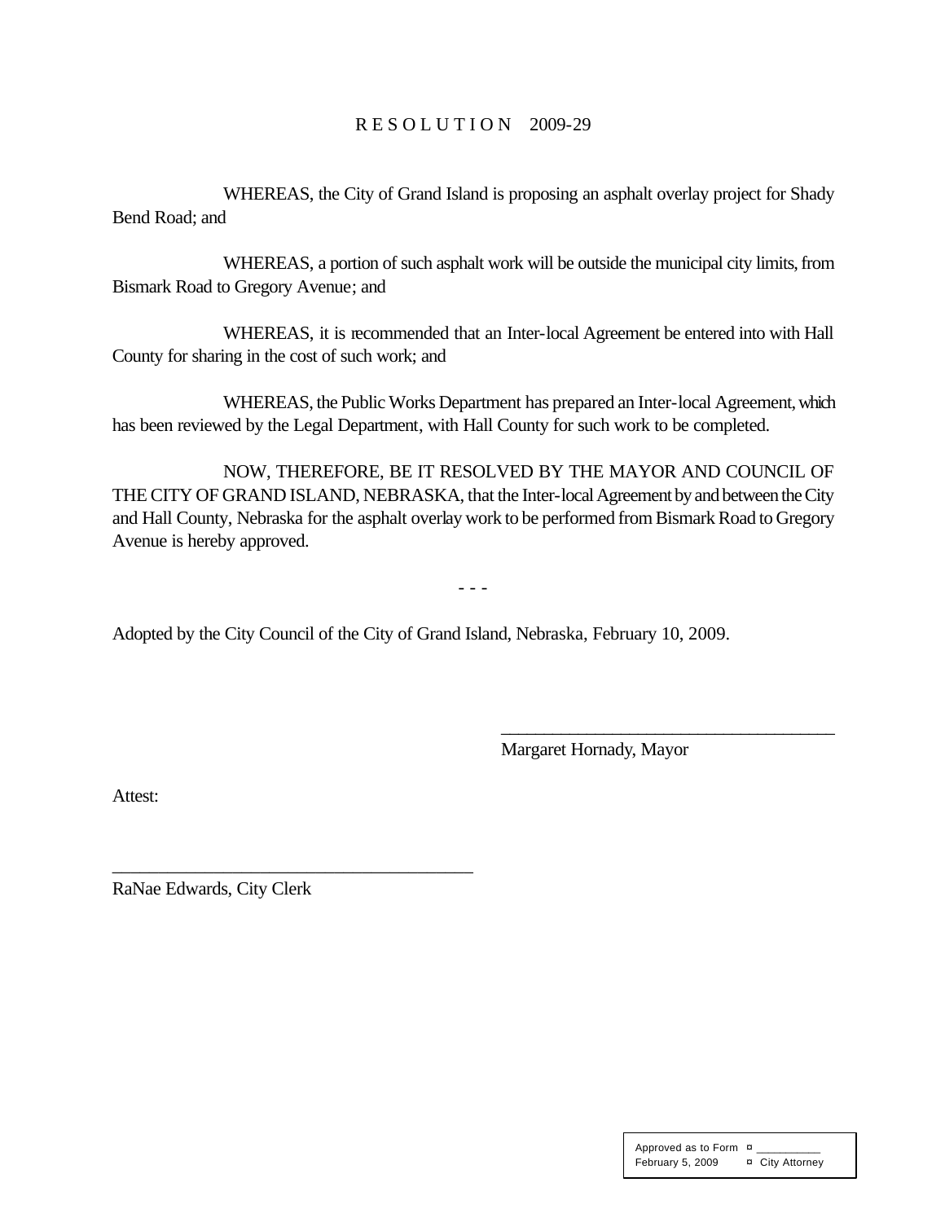# R E S O L U T I O N 2009-29

WHEREAS, the City of Grand Island is proposing an asphalt overlay project for Shady Bend Road; and

WHEREAS, a portion of such asphalt work will be outside the municipal city limits, from Bismark Road to Gregory Avenue; and

WHEREAS, it is recommended that an Inter-local Agreement be entered into with Hall County for sharing in the cost of such work; and

WHEREAS, the Public Works Department has prepared an Inter-local Agreement, which has been reviewed by the Legal Department, with Hall County for such work to be completed.

NOW, THEREFORE, BE IT RESOLVED BY THE MAYOR AND COUNCIL OF THE CITY OF GRAND ISLAND, NEBRASKA, that the Inter-local Agreement by and between the City and Hall County, Nebraska for the asphalt overlay work to be performed from Bismark Road to Gregory Avenue is hereby approved.

\- - -

Adopted by the City Council of the City of Grand Island, Nebraska, February 10, 2009.

_____________________________________
Margaret Hornady, Mayor

Attest:

_____________________________________
RaNae Edwards, City Clerk

| | |
|---|---|
| Approved as to Form ¤ | __________ |
| February 5, 2009 | ¤ City Attorney |